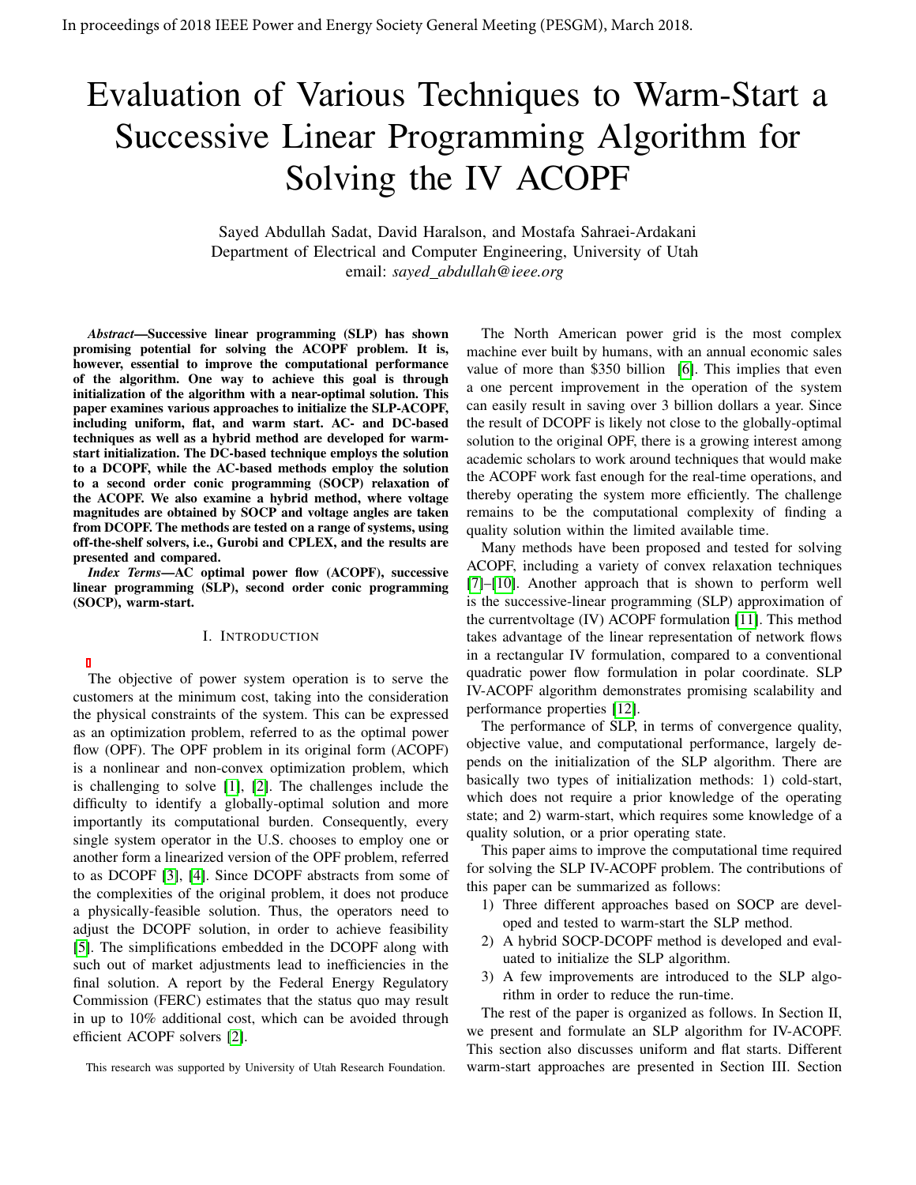In proceedings of 2018 IEEE Power and Energy Society General Meeting (PESGM), March 2018.

# Evaluation of Various Techniques to Warm-Start a Successive Linear Programming Algorithm for Solving the IV ACOPF

Sayed Abdullah Sadat, David Haralson, and Mostafa Sahraei-Ardakani
Department of Electrical and Computer Engineering, University of Utah
email: *sayed_abdullah@ieee.org*

***Abstract*—Successive linear programming (SLP) has shown promising potential for solving the ACOPF problem. It is, however, essential to improve the computational performance of the algorithm. One way to achieve this goal is through initialization of the algorithm with a near-optimal solution. This paper examines various approaches to initialize the SLP-ACOPF, including uniform, flat, and warm start. AC- and DC-based techniques as well as a hybrid method are developed for warm-start initialization. The DC-based technique employs the solution to a DCOPF, while the AC-based methods employ the solution to a second order conic programming (SOCP) relaxation of the ACOPF. We also examine a hybrid method, where voltage magnitudes are obtained by SOCP and voltage angles are taken from DCOPF. The methods are tested on a range of systems, using off-the-shelf solvers, i.e., Gurobi and CPLEX, and the results are presented and compared.**

***Index Terms*—AC optimal power flow (ACOPF), successive linear programming (SLP), second order conic programming (SOCP), warm-start.**

## I. Introduction

The objective of power system operation is to serve the customers at the minimum cost, taking into the consideration the physical constraints of the system. This can be expressed as an optimization problem, referred to as the optimal power flow (OPF). The OPF problem in its original form (ACOPF) is a nonlinear and non-convex optimization problem, which is challenging to solve [1], [2]. The challenges include the difficulty to identify a globally-optimal solution and more importantly its computational burden. Consequently, every single system operator in the U.S. chooses to employ one or another form a linearized version of the OPF problem, referred to as DCOPF [3], [4]. Since DCOPF abstracts from some of the complexities of the original problem, it does not produce a physically-feasible solution. Thus, the operators need to adjust the DCOPF solution, in order to achieve feasibility [5]. The simplifications embedded in the DCOPF along with such out of market adjustments lead to inefficiencies in the final solution. A report by the Federal Energy Regulatory Commission (FERC) estimates that the status quo may result in up to 10% additional cost, which can be avoided through efficient ACOPF solvers [2].

This research was supported by University of Utah Research Foundation.

The North American power grid is the most complex machine ever built by humans, with an annual economic sales value of more than \$350 billion [6]. This implies that even a one percent improvement in the operation of the system can easily result in saving over 3 billion dollars a year. Since the result of DCOPF is likely not close to the globally-optimal solution to the original OPF, there is a growing interest among academic scholars to work around techniques that would make the ACOPF work fast enough for the real-time operations, and thereby operating the system more efficiently. The challenge remains to be the computational complexity of finding a quality solution within the limited available time.

Many methods have been proposed and tested for solving ACOPF, including a variety of convex relaxation techniques [7]–[10]. Another approach that is shown to perform well is the successive-linear programming (SLP) approximation of the currentvoltage (IV) ACOPF formulation [11]. This method takes advantage of the linear representation of network flows in a rectangular IV formulation, compared to a conventional quadratic power flow formulation in polar coordinate. SLP IV-ACOPF algorithm demonstrates promising scalability and performance properties [12].

The performance of SLP, in terms of convergence quality, objective value, and computational performance, largely depends on the initialization of the SLP algorithm. There are basically two types of initialization methods: 1) cold-start, which does not require a prior knowledge of the operating state; and 2) warm-start, which requires some knowledge of a quality solution, or a prior operating state.

This paper aims to improve the computational time required for solving the SLP IV-ACOPF problem. The contributions of this paper can be summarized as follows:

1) Three different approaches based on SOCP are developed and tested to warm-start the SLP method.
2) A hybrid SOCP-DCOPF method is developed and evaluated to initialize the SLP algorithm.
3) A few improvements are introduced to the SLP algorithm in order to reduce the run-time.

The rest of the paper is organized as follows. In Section II, we present and formulate an SLP algorithm for IV-ACOPF. This section also discusses uniform and flat starts. Different warm-start approaches are presented in Section III. Section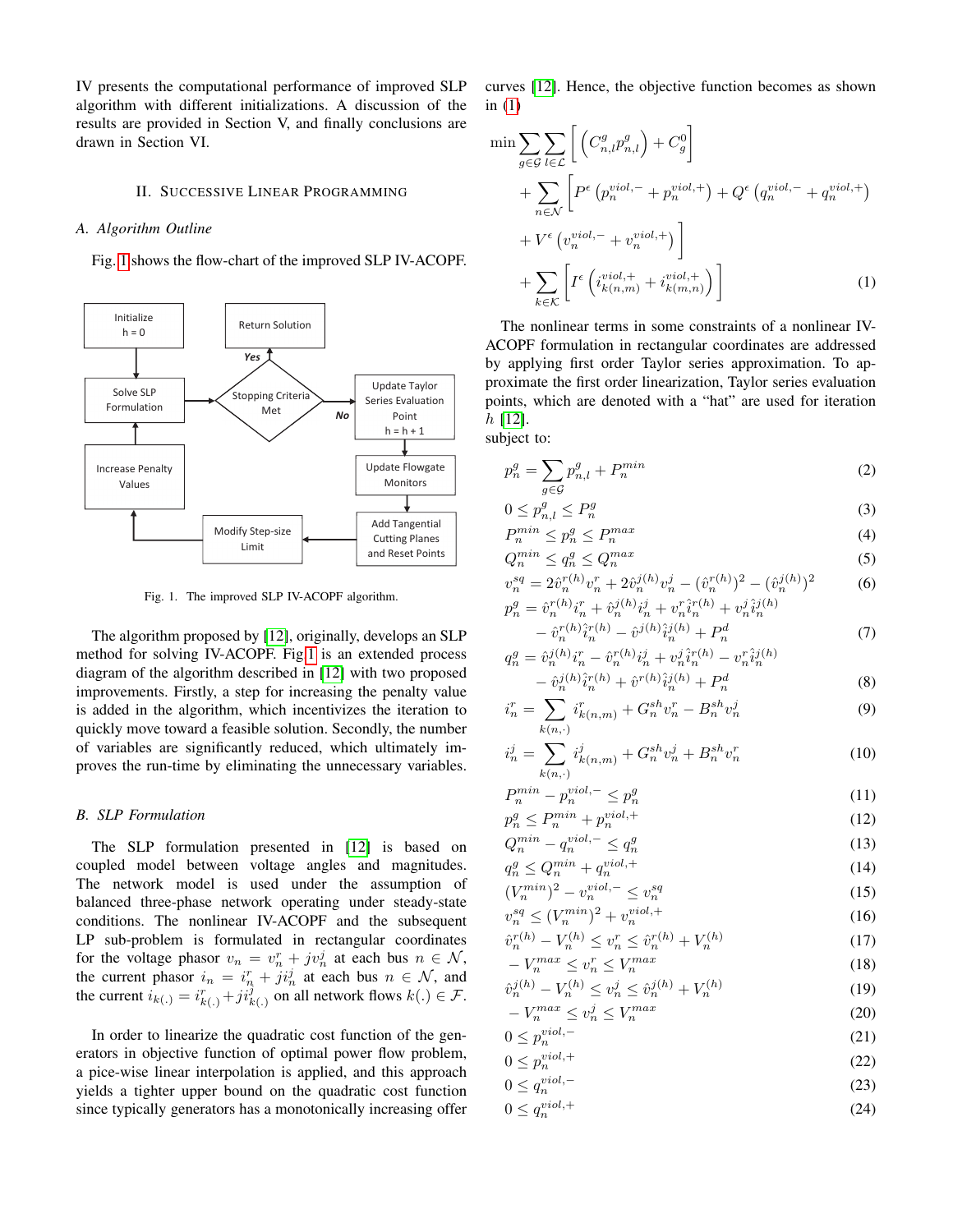IV presents the computational performance of improved SLP algorithm with different initializations. A discussion of the results are provided in Section V, and finally conclusions are drawn in Section VI.

## II. Successive Linear Programming

### A. Algorithm Outline

Fig. 1 shows the flow-chart of the improved SLP IV-ACOPF.

Fig. 1. The improved SLP IV-ACOPF algorithm.

The algorithm proposed by [12], originally, develops an SLP method for solving IV-ACOPF. Fig 1 is an extended process diagram of the algorithm described in [12] with two proposed improvements. Firstly, a step for increasing the penalty value is added in the algorithm, which incentivizes the iteration to quickly move toward a feasible solution. Secondly, the number of variables are significantly reduced, which ultimately improves the run-time by eliminating the unnecessary variables.

### B. SLP Formulation

The SLP formulation presented in [12] is based on coupled model between voltage angles and magnitudes. The network model is used under the assumption of balanced three-phase network operating under steady-state conditions. The nonlinear IV-ACOPF and the subsequent LP sub-problem is formulated in rectangular coordinates for the voltage phasor $v_n = v_n^r + jv_n^j$ at each bus $n \in \mathcal{N}$, the current phasor $i_n = i_n^r + ji_n^j$ at each bus $n \in \mathcal{N}$, and the current $i_{k(.)} = i_{k(.)}^r + ji_{k(.)}^j$ on all network flows $k(.) \in \mathcal{F}$.

In order to linearize the quadratic cost function of the generators in objective function of optimal power flow problem, a pice-wise linear interpolation is applied, and this approach yields a tighter upper bound on the quadratic cost function since typically generators has a monotonically increasing offer curves [12]. Hence, the objective function becomes as shown in (1)

$$
\begin{aligned}
\min \sum_{g\in\mathcal{G}} \sum_{l\in\mathcal{L}} & \left[ \left( C_{n,l}^g p_{n,l}^g \right) + C_g^0 \right] \\
& + \sum_{n\in\mathcal{N}} \Big[ P^\epsilon \left( p_n^{viol,-} + p_n^{viol,+} \right) + Q^\epsilon \left( q_n^{viol,-} + q_n^{viol,+} \right) \\
& + V^\epsilon \left( v_n^{viol,-} + v_n^{viol,+} \right) \Big] \\
& + \sum_{k\in\mathcal{K}} \left[ I^\epsilon \left( i_{k(n,m)}^{viol,+} + i_{k(m,n)}^{viol,+} \right) \right] \qquad (1)
\end{aligned}
$$

The nonlinear terms in some constraints of a nonlinear IV-ACOPF formulation in rectangular coordinates are addressed by applying first order Taylor series approximation. To approximate the first order linearization, Taylor series evaluation points, which are denoted with a "hat" are used for iteration $h$ [12].

subject to:

$$p_n^g = \sum_{g\in\mathcal{G}} p_{n,l}^g + P_n^{min} \qquad (2)$$

$$0 \le p_{n,l}^g \le P_n^g \qquad (3)$$

$$P_n^{min} \le p_n^g \le P_n^{max} \qquad (4)$$

$$Q_n^{min} \le q_n^g \le Q_n^{max} \qquad (5)$$

$$v_n^{sq} = 2\hat{v}_n^{r(h)} v_n^r + 2\hat{v}_n^{j(h)} v_n^j - (\hat{v}_n^{r(h)})^2 - (\hat{v}_n^{j(h)})^2 \qquad (6)$$

$$
\begin{aligned}
p_n^g = & \hat{v}_n^{r(h)} i_n^r + \hat{v}_n^{j(h)} i_n^j + v_n^r \hat{i}_n^{r(h)} + v_n^j \hat{i}_n^{j(h)} \\
& - \hat{v}_n^{r(h)} \hat{i}_n^{r(h)} - \hat{v}^{j(h)} \hat{i}_n^{j(h)} + P_n^d \qquad (7)
\end{aligned}
$$

$$
\begin{aligned}
q_n^g = & \hat{v}_n^{j(h)} i_n^r - \hat{v}_n^{r(h)} i_n^j + v_n^j \hat{i}_n^{r(h)} - v_n^r \hat{i}_n^{j(h)} \\
& - \hat{v}_n^{j(h)} \hat{i}_n^{r(h)} + \hat{v}^{r(h)} \hat{i}_n^{j(h)} + P_n^d \qquad (8)
\end{aligned}
$$

$$i_n^r = \sum_{k(n,\cdot)} i_{k(n,m)}^r + G_n^{sh} v_n^r - B_n^{sh} v_n^j \qquad (9)$$

$$i_n^j = \sum_{k(n,\cdot)} i_{k(n,m)}^j + G_n^{sh} v_n^j + B_n^{sh} v_n^r \qquad (10)$$

$$P_n^{min} - p_n^{viol,-} \le p_n^g \qquad (11)$$

$$p_n^g \le P_n^{min} + p_n^{viol,+} \qquad (12)$$

$$Q_n^{min} - q_n^{viol,-} \le q_n^g \qquad (13)$$

$$q_n^g \le Q_n^{min} + q_n^{viol,+} \qquad (14)$$

$$(V_n^{min})^2 - v_n^{viol,-} \le v_n^{sq} \qquad (15)$$

$$v_n^{sq} \le (V_n^{min})^2 + v_n^{viol,+} \qquad (16)$$

$$\hat{v}_n^{r(h)} - V_n^{(h)} \le v_n^r \le \hat{v}_n^{r(h)} + V_n^{(h)} \qquad (17)$$

$$-V_n^{max} \le v_n^r \le V_n^{max} \qquad (18)$$

$$\hat{v}_n^{j(h)} - V_n^{(h)} \le v_n^j \le \hat{v}_n^{j(h)} + V_n^{(h)} \qquad (19)$$

$$-V_n^{max} \le v_n^j \le V_n^{max} \qquad (20)$$

$$0 \le p_n^{viol,-} \qquad (21)$$

$$0 \le p_n^{viol,+} \qquad (22)$$

$$0 \le q_n^{viol,-} \qquad (23)$$

$$0 \le q_n^{viol,+} \qquad (24)$$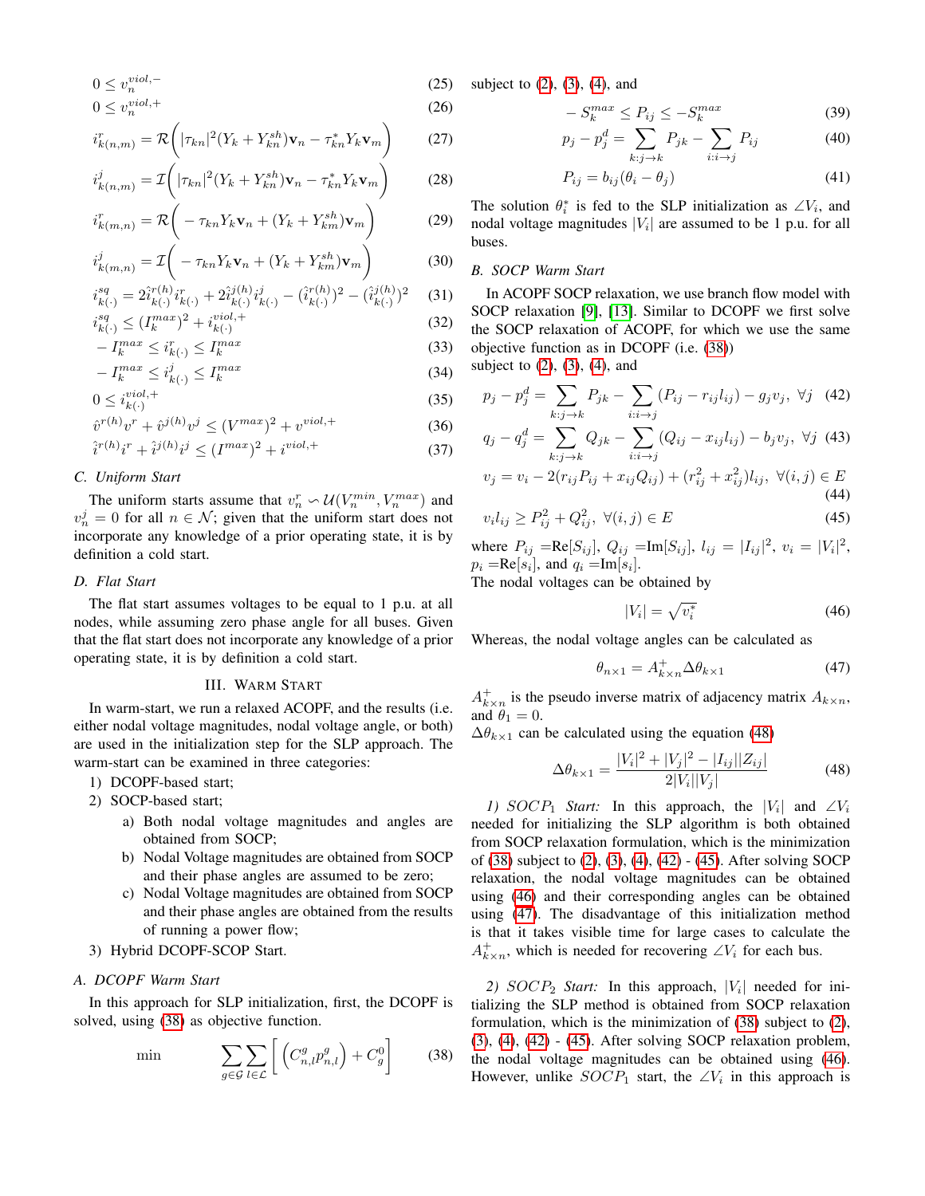$$0 \leq v_n^{viol,-} \tag{25}$$

$$0 \leq v_n^{viol,+} \tag{26}$$

$$i^r_{k(n,m)} = \mathcal{R}\bigg(|\tau_{kn}|^2 (Y_k + Y_{kn}^{sh})\mathbf{v}_n - \tau_{kn}^* Y_k \mathbf{v}_m\bigg) \tag{27}$$

$$i^j_{k(n,m)} = \mathcal{I}\bigg(|\tau_{kn}|^2 (Y_k + Y_{kn}^{sh})\mathbf{v}_n - \tau_{kn}^* Y_k \mathbf{v}_m\bigg) \tag{28}$$

$$i^r_{k(m,n)} = \mathcal{R}\bigg( - \tau_{kn} Y_k \mathbf{v}_n + (Y_k + Y_{km}^{sh})\mathbf{v}_m\bigg) \tag{29}$$

$$i^j_{k(m,n)} = \mathcal{I}\bigg( - \tau_{kn} Y_k \mathbf{v}_n + (Y_k + Y_{km}^{sh})\mathbf{v}_m\bigg) \tag{30}$$

$$i^{sq}_{k(\cdot)} = 2\hat{i}^{r(h)}_{k(\cdot)} i^r_{k(\cdot)} + 2\hat{i}^{j(h)}_{k(\cdot)} i^j_{k(\cdot)} - (\hat{i}^{r(h)}_{k(\cdot)})^2 - (\hat{i}^{j(h)}_{k(\cdot)})^2 \tag{31}$$

$$i^{sq}_{k(\cdot)} \leq (I_k^{max})^2 + i^{viol,+}_{k(\cdot)} \tag{32}$$

$$-I_k^{max} \leq i^r_{k(\cdot)} \leq I_k^{max} \tag{33}$$

$$-I_k^{max} \leq i^j_{k(\cdot)} \leq I_k^{max} \tag{34}$$

$$0 \leq i^{viol,+}_{k(\cdot)} \tag{35}$$

$$\hat{v}^{r(h)} v^r + \hat{v}^{j(h)} v^j \leq (V^{max})^2 + v^{viol,+} \tag{36}$$

$$\hat{i}^{r(h)} i^r + \hat{i}^{j(h)} i^j \leq (I^{max})^2 + i^{viol,+} \tag{37}$$

### C. Uniform Start

The uniform starts assume that $v_n^r \backsim \mathcal{U}(V_n^{min}, V_n^{max})$ and $v_n^j = 0$ for all $n \in \mathcal{N}$; given that the uniform start does not incorporate any knowledge of a prior operating state, it is by definition a cold start.

### D. Flat Start

The flat start assumes voltages to be equal to 1 p.u. at all nodes, while assuming zero phase angle for all buses. Given that the flat start does not incorporate any knowledge of a prior operating state, it is by definition a cold start.

## III. Warm Start

In warm-start, we run a relaxed ACOPF, and the results (i.e. either nodal voltage magnitudes, nodal voltage angle, or both) are used in the initialization step for the SLP approach. The warm-start can be examined in three categories:

1) DCOPF-based start;
2) SOCP-based start;
   a) Both nodal voltage magnitudes and angles are obtained from SOCP;
   b) Nodal Voltage magnitudes are obtained from SOCP and their phase angles are assumed to be zero;
   c) Nodal Voltage magnitudes are obtained from SOCP and their phase angles are obtained from the results of running a power flow;
3) Hybrid DCOPF-SCOP Start.

### A. DCOPF Warm Start

In this approach for SLP initialization, first, the DCOPF is solved, using (38) as objective function.

$$\min \qquad \sum_{g\in\mathcal{G}}\sum_{l\in\mathcal{L}}\bigg[\Big(C^g_{n,l} p^g_{n,l}\Big) + C^0_g\bigg] \tag{38}$$

subject to (2), (3), (4), and

$$-S_k^{max} \leq P_{ij} \leq -S_k^{max} \tag{39}$$

$$p_j - p_j^d = \sum_{k:j\rightarrow k} P_{jk} - \sum_{i:i\rightarrow j} P_{ij} \tag{40}$$

$$P_{ij} = b_{ij}(\theta_i - \theta_j) \tag{41}$$

The solution $\theta_i^*$ is fed to the SLP initialization as $\angle V_i$, and nodal voltage magnitudes $|V_i|$ are assumed to be 1 p.u. for all buses.

### B. SOCP Warm Start

In ACOPF SOCP relaxation, we use branch flow model with SOCP relaxation [9], [13]. Similar to DCOPF we first solve the SOCP relaxation of ACOPF, for which we use the same objective function as in DCOPF (i.e. (38)) subject to (2), (3), (4), and

$$p_j - p_j^d = \sum_{k:j\rightarrow k} P_{jk} - \sum_{i:i\rightarrow j} (P_{ij} - r_{ij} l_{ij}) - g_j v_j, \ \forall j \tag{42}$$

$$q_j - q_j^d = \sum_{k:j\rightarrow k} Q_{jk} - \sum_{i:i\rightarrow j} (Q_{ij} - x_{ij} l_{ij}) - b_j v_j, \ \forall j \tag{43}$$

$$v_j = v_i - 2(r_{ij}P_{ij} + x_{ij}Q_{ij}) + (r_{ij}^2 + x_{ij}^2) l_{ij}, \ \forall (i,j) \in E \tag{44}$$

$$v_i l_{ij} \geq P_{ij}^2 + Q_{ij}^2, \ \forall (i,j) \in E \tag{45}$$

where $P_{ij}$ =Re$[S_{ij}]$, $Q_{ij}$ =Im$[S_{ij}]$, $l_{ij} = |I_{ij}|^2$, $v_i = |V_i|^2$, $p_i$ =Re$[s_i]$, and $q_i$ =Im$[s_i]$.
The nodal voltages can be obtained by

$$|V_i| = \sqrt{v_i^*} \tag{46}$$

Whereas, the nodal voltage angles can be calculated as

$$\theta_{n\times 1} = A^+_{k\times n} \Delta\theta_{k\times 1} \tag{47}$$

$A^+_{k\times n}$ is the pseudo inverse matrix of adjacency matrix $A_{k\times n}$, and $\theta_1 = 0$.
$\Delta\theta_{k\times 1}$ can be calculated using the equation (48)

$$\Delta\theta_{k\times 1} = \frac{|V_i|^2 + |V_j|^2 - |I_{ij}||Z_{ij}|}{2|V_i||V_j|} \tag{48}$$

*1) $SOCP_1$ Start:* In this approach, the $|V_i|$ and $\angle V_i$ needed for initializing the SLP algorithm is both obtained from SOCP relaxation formulation, which is the minimization of (38) subject to (2), (3), (4), (42) - (45). After solving SOCP relaxation, the nodal voltage magnitudes can be obtained using (46) and their corresponding angles can be obtained using (47). The disadvantage of this initialization method is that it takes visible time for large cases to calculate the $A^+_{k\times n}$, which is needed for recovering $\angle V_i$ for each bus.

*2) $SOCP_2$ Start:* In this approach, $|V_i|$ needed for initializing the SLP method is obtained from SOCP relaxation formulation, which is the minimization of (38) subject to (2), (3), (4), (42) - (45). After solving SOCP relaxation problem, the nodal voltage magnitudes can be obtained using (46). However, unlike $SOCP_1$ start, the $\angle V_i$ in this approach is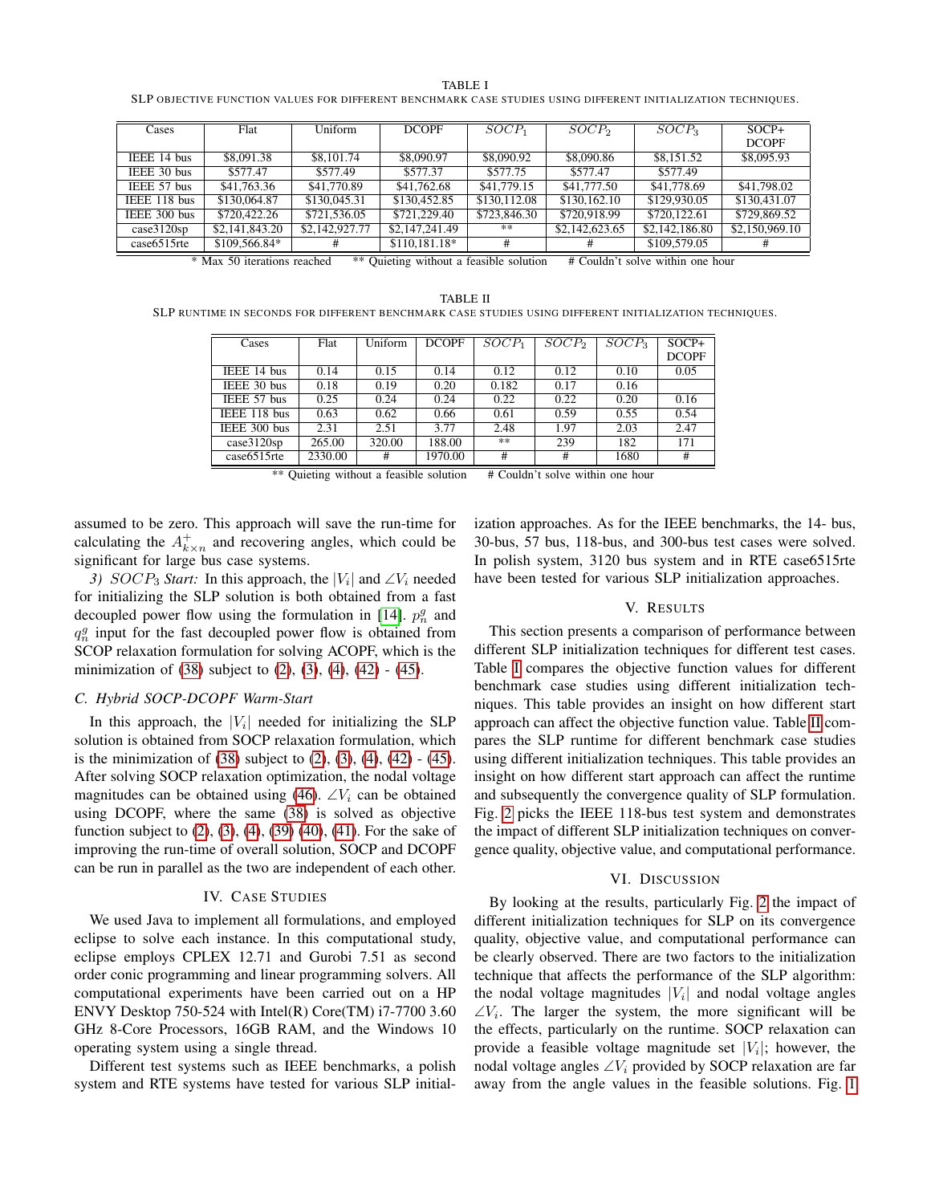TABLE I

SLP OBJECTIVE FUNCTION VALUES FOR DIFFERENT BENCHMARK CASE STUDIES USING DIFFERENT INITIALIZATION TECHNIQUES.

| Cases | Flat | Uniform | DCOPF | $SOCP_1$ | $SOCP_2$ | $SOCP_3$ | SOCP+ DCOPF |
|---|---|---|---|---|---|---|---|
| IEEE 14 bus | $8,091.38 | $8,101.74 | $8,090.97 | $8,090.92 | $8,090.86 | $8,151.52 | $8,095.93 |
| IEEE 30 bus | $577.47 | $577.49 | $577.37 | $577.75 | $577.47 | $577.49 | |
| IEEE 57 bus | $41,763.36 | $41,770.89 | $41,762.68 | $41,779.15 | $41,777.50 | $41,778.69 | $41,798.02 |
| IEEE 118 bus | $130,064.87 | $130,045.31 | $130,452.85 | $130,112.08 | $130,162.10 | $129,930.05 | $130,431.07 |
| IEEE 300 bus | $720,422.26 | $721,536.05 | $721,229.40 | $723,846.30 | $720,918.99 | $720,122.61 | $729,869.52 |
| case3120sp | $2,141,843.20 | $2,142,927.77 | $2,147,241.49 | ** | $2,142,623.65 | $2,142,186.80 | $2,150,969.10 |
| case6515rte | $109,566.84* | # | $110,181.18* | # | # | $109,579.05 | # |

\* Max 50 iterations reached    ** Quieting without a feasible solution    # Couldn't solve within one hour

TABLE II

SLP RUNTIME IN SECONDS FOR DIFFERENT BENCHMARK CASE STUDIES USING DIFFERENT INITIALIZATION TECHNIQUES.

| Cases | Flat | Uniform | DCOPF | $SOCP_1$ | $SOCP_2$ | $SOCP_3$ | SOCP+ DCOPF |
|---|---|---|---|---|---|---|---|
| IEEE 14 bus | 0.14 | 0.15 | 0.14 | 0.12 | 0.12 | 0.10 | 0.05 |
| IEEE 30 bus | 0.18 | 0.19 | 0.20 | 0.182 | 0.17 | 0.16 | |
| IEEE 57 bus | 0.25 | 0.24 | 0.24 | 0.22 | 0.22 | 0.20 | 0.16 |
| IEEE 118 bus | 0.63 | 0.62 | 0.66 | 0.61 | 0.59 | 0.55 | 0.54 |
| IEEE 300 bus | 2.31 | 2.51 | 3.77 | 2.48 | 1.97 | 2.03 | 2.47 |
| case3120sp | 265.00 | 320.00 | 188.00 | ** | 239 | 182 | 171 |
| case6515rte | 2330.00 | # | 1970.00 | # | # | 1680 | # |

** Quieting without a feasible solution    # Couldn't solve within one hour

assumed to be zero. This approach will save the run-time for calculating the $A^{+}_{k\times n}$ and recovering angles, which could be significant for large bus case systems.

*3) $SOCP_3$ Start:* In this approach, the $|V_i|$ and $\angle V_i$ needed for initializing the SLP solution is both obtained from a fast decoupled power flow using the formulation in [14]. $p^g_n$ and $q^g_n$ input for the fast decoupled power flow is obtained from SCOP relaxation formulation for solving ACOPF, which is the minimization of (38) subject to (2), (3), (4), (42) - (45).

### C. Hybrid SOCP-DCOPF Warm-Start

In this approach, the $|V_i|$ needed for initializing the SLP solution is obtained from SOCP relaxation formulation, which is the minimization of (38) subject to (2), (3), (4), (42) - (45). After solving SOCP relaxation optimization, the nodal voltage magnitudes can be obtained using (46). $\angle V_i$ can be obtained using DCOPF, where the same (38) is solved as objective function subject to (2), (3), (4), (39) (40), (41). For the sake of improving the run-time of overall solution, SOCP and DCOPF can be run in parallel as the two are independent of each other.

## IV. Case Studies

We used Java to implement all formulations, and employed eclipse to solve each instance. In this computational study, eclipse employs CPLEX 12.71 and Gurobi 7.51 as second order conic programming and linear programming solvers. All computational experiments have been carried out on a HP ENVY Desktop 750-524 with Intel(R) Core(TM) i7-7700 3.60 GHz 8-Core Processors, 16GB RAM, and the Windows 10 operating system using a single thread.

Different test systems such as IEEE benchmarks, a polish system and RTE systems have tested for various SLP initialization approaches. As for the IEEE benchmarks, the 14- bus, 30-bus, 57 bus, 118-bus, and 300-bus test cases were solved. In polish system, 3120 bus system and in RTE case6515rte have been tested for various SLP initialization approaches.

## V. Results

This section presents a comparison of performance between different SLP initialization techniques for different test cases. Table I compares the objective function values for different benchmark case studies using different initialization techniques. This table provides an insight on how different start approach can affect the objective function value. Table II compares the SLP runtime for different benchmark case studies using different initialization techniques. This table provides an insight on how different start approach can affect the runtime and subsequently the convergence quality of SLP formulation. Fig. 2 picks the IEEE 118-bus test system and demonstrates the impact of different SLP initialization techniques on convergence quality, objective value, and computational performance.

## VI. Discussion

By looking at the results, particularly Fig. 2 the impact of different initialization techniques for SLP on its convergence quality, objective value, and computational performance can be clearly observed. There are two factors to the initialization technique that affects the performance of the SLP algorithm: the nodal voltage magnitudes $|V_i|$ and nodal voltage angles $\angle V_i$. The larger the system, the more significant will be the effects, particularly on the runtime. SOCP relaxation can provide a feasible voltage magnitude set $|V_i|$; however, the nodal voltage angles $\angle V_i$ provided by SOCP relaxation are far away from the angle values in the feasible solutions. Fig. 1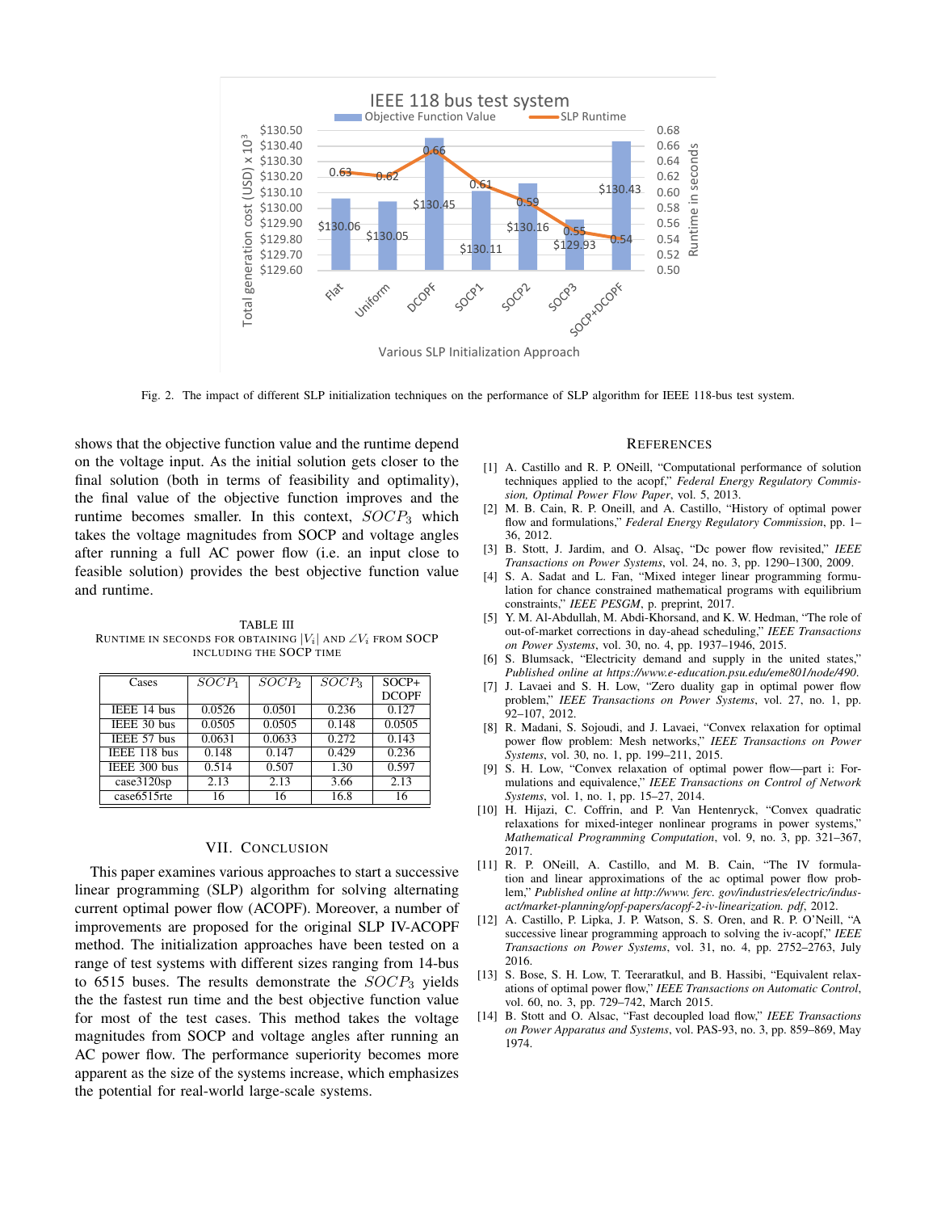IEEE 118 bus test system

Objective Function Value

SLP Runtime

Total generation cost (USD) x $10^3$

$130.50
$130.40
$130.30
$130.20
$130.10
$130.00
$129.90
$129.80
$129.70
$129.60

Runtime in seconds

0.68
0.66
0.64
0.62
0.60
0.58
0.56
0.54
0.52
0.50

$130.06
$130.05
$130.45
$130.11
$130.16
$129.93
$130.43

0.63
0.62
0.66
0.61
0.59
0.55
0.54

Flat
Uniform
DCOPF
SOCP1
SOCP2
SOCP3
SOCP+DCOPF

Various SLP Initialization Approach

Fig. 2. The impact of different SLP initialization techniques on the performance of SLP algorithm for IEEE 118-bus test system.

shows that the objective function value and the runtime depend on the voltage input. As the initial solution gets closer to the final solution (both in terms of feasibility and optimality), the final value of the objective function improves and the runtime becomes smaller. In this context, $SOCP_3$ which takes the voltage magnitudes from SOCP and voltage angles after running a full AC power flow (i.e. an input close to feasible solution) provides the best objective function value and runtime.

TABLE III
RUNTIME IN SECONDS FOR OBTAINING $|V_i|$ AND $\angle V_i$ FROM SOCP INCLUDING THE SOCP TIME

| Cases | $SOCP_1$ | $SOCP_2$ | $SOCP_3$ | SOCP+ DCOPF |
|---|---|---|---|---|
| IEEE 14 bus | 0.0526 | 0.0501 | 0.236 | 0.127 |
| IEEE 30 bus | 0.0505 | 0.0505 | 0.148 | 0.0505 |
| IEEE 57 bus | 0.0631 | 0.0633 | 0.272 | 0.143 |
| IEEE 118 bus | 0.148 | 0.147 | 0.429 | 0.236 |
| IEEE 300 bus | 0.514 | 0.507 | 1.30 | 0.597 |
| case3120sp | 2.13 | 2.13 | 3.66 | 2.13 |
| case6515rte | 16 | 16 | 16.8 | 16 |

## VII. Conclusion

This paper examines various approaches to start a successive linear programming (SLP) algorithm for solving alternating current optimal power flow (ACOPF). Moreover, a number of improvements are proposed for the original SLP IV-ACOPF method. The initialization approaches have been tested on a range of test systems with different sizes ranging from 14-bus to 6515 buses. The results demonstrate the $SOCP_3$ yields the the fastest run time and the best objective function value for most of the test cases. This method takes the voltage magnitudes from SOCP and voltage angles after running an AC power flow. The performance superiority becomes more apparent as the size of the systems increase, which emphasizes the potential for real-world large-scale systems.

## References

[1] A. Castillo and R. P. ONeill, "Computational performance of solution techniques applied to the acopf," *Federal Energy Regulatory Commission, Optimal Power Flow Paper*, vol. 5, 2013.

[2] M. B. Cain, R. P. Oneill, and A. Castillo, "History of optimal power flow and formulations," *Federal Energy Regulatory Commission*, pp. 1–36, 2012.

[3] B. Stott, J. Jardim, and O. Alsaç, "Dc power flow revisited," *IEEE Transactions on Power Systems*, vol. 24, no. 3, pp. 1290–1300, 2009.

[4] S. A. Sadat and L. Fan, "Mixed integer linear programming formulation for chance constrained mathematical programs with equilibrium constraints," *IEEE PESGM*, p. preprint, 2017.

[5] Y. M. Al-Abdullah, M. Abdi-Khorsand, and K. W. Hedman, "The role of out-of-market corrections in day-ahead scheduling," *IEEE Transactions on Power Systems*, vol. 30, no. 4, pp. 1937–1946, 2015.

[6] S. Blumsack, "Electricity demand and supply in the united states," *Published online at https://www.e-education.psu.edu/eme801/node/490*.

[7] J. Lavaei and S. H. Low, "Zero duality gap in optimal power flow problem," *IEEE Transactions on Power Systems*, vol. 27, no. 1, pp. 92–107, 2012.

[8] R. Madani, S. Sojoudi, and J. Lavaei, "Convex relaxation for optimal power flow problem: Mesh networks," *IEEE Transactions on Power Systems*, vol. 30, no. 1, pp. 199–211, 2015.

[9] S. H. Low, "Convex relaxation of optimal power flow—part i: Formulations and equivalence," *IEEE Transactions on Control of Network Systems*, vol. 1, no. 1, pp. 15–27, 2014.

[10] H. Hijazi, C. Coffrin, and P. Van Hentenryck, "Convex quadratic relaxations for mixed-integer nonlinear programs in power systems," *Mathematical Programming Computation*, vol. 9, no. 3, pp. 321–367, 2017.

[11] R. P. ONeill, A. Castillo, and M. B. Cain, "The IV formulation and linear approximations of the ac optimal power flow problem," *Published online at http://www. ferc. gov/industries/electric/indus-act/market-planning/opf-papers/acopf-2-iv-linearization. pdf*, 2012.

[12] A. Castillo, P. Lipka, J. P. Watson, S. S. Oren, and R. P. O'Neill, "A successive linear programming approach to solving the iv-acopf," *IEEE Transactions on Power Systems*, vol. 31, no. 4, pp. 2752–2763, July 2016.

[13] S. Bose, S. H. Low, T. Teeraratkul, and B. Hassibi, "Equivalent relaxations of optimal power flow," *IEEE Transactions on Automatic Control*, vol. 60, no. 3, pp. 729–742, March 2015.

[14] B. Stott and O. Alsac, "Fast decoupled load flow," *IEEE Transactions on Power Apparatus and Systems*, vol. PAS-93, no. 3, pp. 859–869, May 1974.